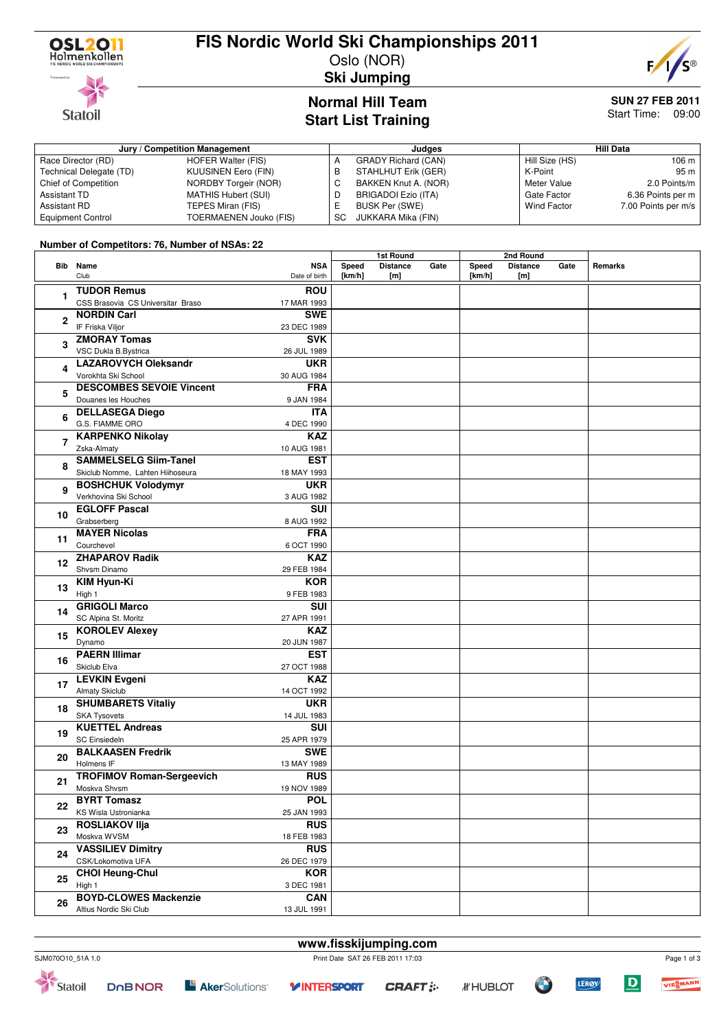# FIS Nordic World Ski Championships 2011

Oslo (NOR)

**Ski Jumping**

## Normal Hill Team
## Start List Training

**SUN 27 FEB 2011**
Start Time: 09:00

| Jury / Competition Management | | Judges | | Hill Data | |
|---|---|---|---|---|---|
| Race Director (RD) | HOFER Walter (FIS) | A | GRADY Richard (CAN) | Hill Size (HS) | 106 m |
| Technical Delegate (TD) | KUUSINEN Eero (FIN) | B | STAHLHUT Erik (GER) | K-Point | 95 m |
| Chief of Competition | NORDBY Torgeir (NOR) | C | BAKKEN Knut A. (NOR) | Meter Value | 2.0 Points/m |
| Assistant TD | MATHIS Hubert (SUI) | D | BRIGADOI Ezio (ITA) | Gate Factor | 6.36 Points per m |
| Assistant RD | TEPES Miran (FIS) | E | BUSK Per (SWE) | Wind Factor | 7.00 Points per m/s |
| Equipment Control | TOERMAENEN Jouko (FIS) | SC | JUKKARA Mika (FIN) | | |

**Number of Competitors: 76, Number of NSAs: 22**

| Bib | Name / Club | NSA / Date of birth | 1st Round Speed [km/h] | 1st Round Distance [m] | 1st Round Gate | 2nd Round Speed [km/h] | 2nd Round Distance [m] | 2nd Round Gate | Remarks |
|---|---|---|---|---|---|---|---|---|---|
| 1 | **TUDOR Remus**<br>CSS Brasovia CS Universitar Braso | **ROU**<br>17 MAR 1993 | | | | | | | |
| 2 | **NORDIN Carl**<br>IF Friska Viljor | **SWE**<br>23 DEC 1989 | | | | | | | |
| 3 | **ZMORAY Tomas**<br>VSC Dukla B.Bystrica | **SVK**<br>26 JUL 1989 | | | | | | | |
| 4 | **LAZAROVYCH Oleksandr**<br>Vorokhta Ski School | **UKR**<br>30 AUG 1984 | | | | | | | |
| 5 | **DESCOMBES SEVOIE Vincent**<br>Douanes les Houches | **FRA**<br>9 JAN 1984 | | | | | | | |
| 6 | **DELLASEGA Diego**<br>G.S. FIAMME ORO | **ITA**<br>4 DEC 1990 | | | | | | | |
| 7 | **KARPENKO Nikolay**<br>Zska-Almaty | **KAZ**<br>10 AUG 1981 | | | | | | | |
| 8 | **SAMMELSELG Siim-Tanel**<br>Skiclub Nomme, Lahten Hiihoseura | **EST**<br>18 MAY 1993 | | | | | | | |
| 9 | **BOSHCHUK Volodymyr**<br>Verkhovina Ski School | **UKR**<br>3 AUG 1982 | | | | | | | |
| 10 | **EGLOFF Pascal**<br>Grabserberg | **SUI**<br>8 AUG 1992 | | | | | | | |
| 11 | **MAYER Nicolas**<br>Courchevel | **FRA**<br>6 OCT 1990 | | | | | | | |
| 12 | **ZHAPAROV Radik**<br>Shvsm Dinamo | **KAZ**<br>29 FEB 1984 | | | | | | | |
| 13 | **KIM Hyun-Ki**<br>High 1 | **KOR**<br>9 FEB 1983 | | | | | | | |
| 14 | **GRIGOLI Marco**<br>SC Alpina St. Moritz | **SUI**<br>27 APR 1991 | | | | | | | |
| 15 | **KOROLEV Alexey**<br>Dynamo | **KAZ**<br>20 JUN 1987 | | | | | | | |
| 16 | **PAERN Illimar**<br>Skiclub Elva | **EST**<br>27 OCT 1988 | | | | | | | |
| 17 | **LEVKIN Evgeni**<br>Almaty Skiclub | **KAZ**<br>14 OCT 1992 | | | | | | | |
| 18 | **SHUMBARETS Vitaliy**<br>SKA Tysovets | **UKR**<br>14 JUL 1983 | | | | | | | |
| 19 | **KUETTEL Andreas**<br>SC Einsiedeln | **SUI**<br>25 APR 1979 | | | | | | | |
| 20 | **BALKAASEN Fredrik**<br>Holmens IF | **SWE**<br>13 MAY 1989 | | | | | | | |
| 21 | **TROFIMOV Roman-Sergeevich**<br>Moskva Shvsm | **RUS**<br>19 NOV 1989 | | | | | | | |
| 22 | **BYRT Tomasz**<br>KS Wisla Ustronianka | **POL**<br>25 JAN 1993 | | | | | | | |
| 23 | **ROSLIAKOV Ilja**<br>Moskva WVSM | **RUS**<br>18 FEB 1983 | | | | | | | |
| 24 | **VASSILIEV Dimitry**<br>CSK/Lokomotiva UFA | **RUS**<br>26 DEC 1979 | | | | | | | |
| 25 | **CHOI Heung-Chul**<br>High 1 | **KOR**<br>3 DEC 1981 | | | | | | | |
| 26 | **BOYD-CLOWES Mackenzie**<br>Altius Nordic Ski Club | **CAN**<br>13 JUL 1991 | | | | | | | |

www.fisskijumping.com

SJM070O10_51A 1.0 — Print Date SAT 26 FEB 2011 17:03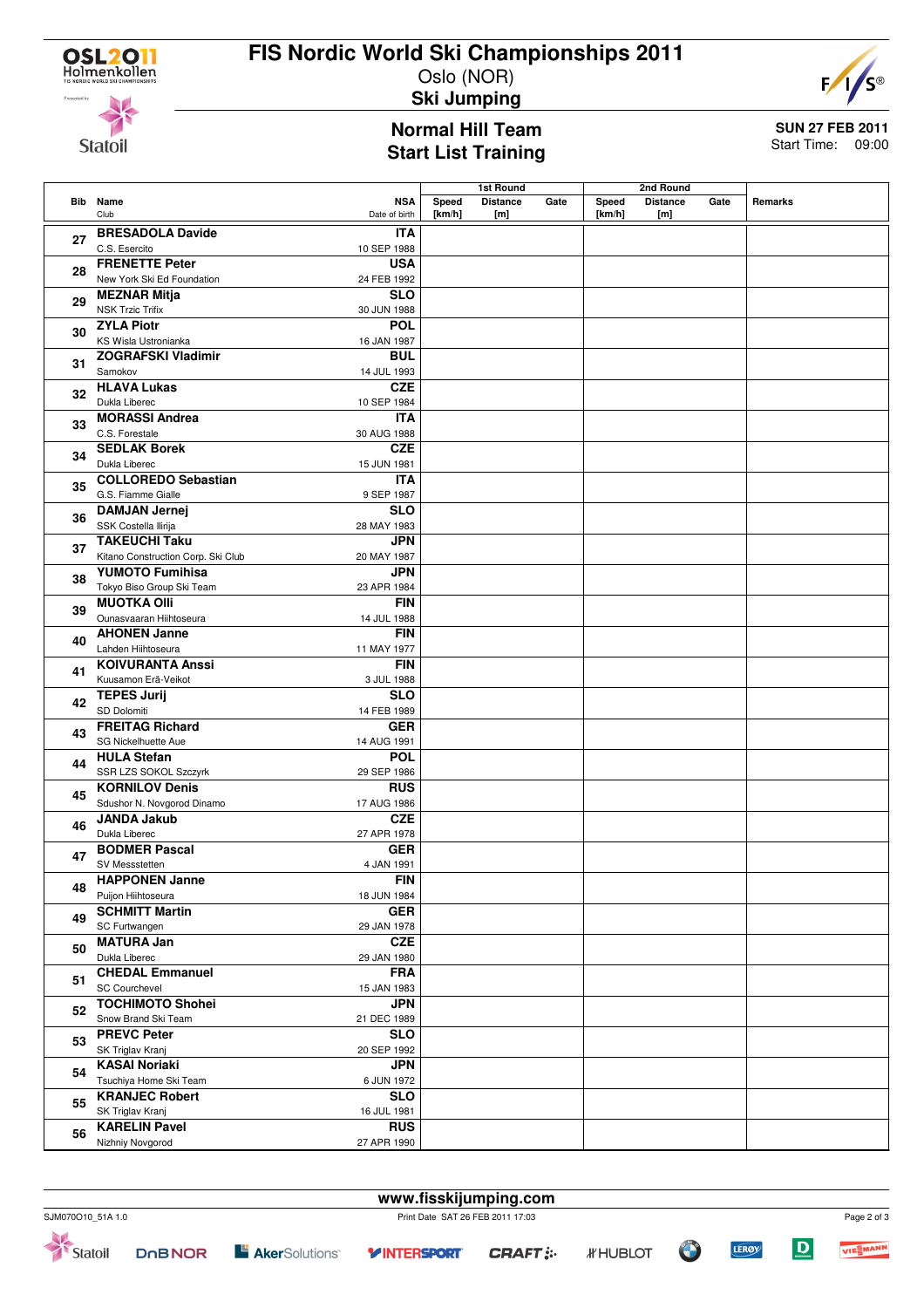# FIS Nordic World Ski Championships 2011

Oslo (NOR)

**Ski Jumping**

## Normal Hill Team
## Start List Training

**SUN 27 FEB 2011**
Start Time: 09:00

| Bib | Name / Club | NSA / Date of birth | 1st Round Speed [km/h] | 1st Round Distance [m] | 1st Round Gate | 2nd Round Speed [km/h] | 2nd Round Distance [m] | 2nd Round Gate | Remarks |
|---|---|---|---|---|---|---|---|---|---|
| 27 | **BRESADOLA Davide** C.S. Esercito | **ITA** 10 SEP 1988 | | | | | | | |
| 28 | **FRENETTE Peter** New York Ski Ed Foundation | **USA** 24 FEB 1992 | | | | | | | |
| 29 | **MEZNAR Mitja** NSK Trzic Trifix | **SLO** 30 JUN 1988 | | | | | | | |
| 30 | **ZYLA Piotr** KS Wisla Ustronianka | **POL** 16 JAN 1987 | | | | | | | |
| 31 | **ZOGRAFSKI Vladimir** Samokov | **BUL** 14 JUL 1993 | | | | | | | |
| 32 | **HLAVA Lukas** Dukla Liberec | **CZE** 10 SEP 1984 | | | | | | | |
| 33 | **MORASSI Andrea** C.S. Forestale | **ITA** 30 AUG 1988 | | | | | | | |
| 34 | **SEDLAK Borek** Dukla Liberec | **CZE** 15 JUN 1981 | | | | | | | |
| 35 | **COLLOREDO Sebastian** G.S. Fiamme Gialle | **ITA** 9 SEP 1987 | | | | | | | |
| 36 | **DAMJAN Jernej** SSK Costella Ilirija | **SLO** 28 MAY 1983 | | | | | | | |
| 37 | **TAKEUCHI Taku** Kitano Construction Corp. Ski Club | **JPN** 20 MAY 1987 | | | | | | | |
| 38 | **YUMOTO Fumihisa** Tokyo Biso Group Ski Team | **JPN** 23 APR 1984 | | | | | | | |
| 39 | **MUOTKA Olli** Ounasvaaran Hiihtoseura | **FIN** 14 JUL 1988 | | | | | | | |
| 40 | **AHONEN Janne** Lahden Hiihtoseura | **FIN** 11 MAY 1977 | | | | | | | |
| 41 | **KOIVURANTA Anssi** Kuusamon Erä-Veikot | **FIN** 3 JUL 1988 | | | | | | | |
| 42 | **TEPES Jurij** SD Dolomiti | **SLO** 14 FEB 1989 | | | | | | | |
| 43 | **FREITAG Richard** SG Nickelhuette Aue | **GER** 14 AUG 1991 | | | | | | | |
| 44 | **HULA Stefan** SSR LZS SOKOL Szczyrk | **POL** 29 SEP 1986 | | | | | | | |
| 45 | **KORNILOV Denis** Sdushor N. Novgorod Dinamo | **RUS** 17 AUG 1986 | | | | | | | |
| 46 | **JANDA Jakub** Dukla Liberec | **CZE** 27 APR 1978 | | | | | | | |
| 47 | **BODMER Pascal** SV Messstetten | **GER** 4 JAN 1991 | | | | | | | |
| 48 | **HAPPONEN Janne** Puijon Hiihtoseura | **FIN** 18 JUN 1984 | | | | | | | |
| 49 | **SCHMITT Martin** SC Furtwangen | **GER** 29 JAN 1978 | | | | | | | |
| 50 | **MATURA Jan** Dukla Liberec | **CZE** 29 JAN 1980 | | | | | | | |
| 51 | **CHEDAL Emmanuel** SC Courchevel | **FRA** 15 JAN 1983 | | | | | | | |
| 52 | **TOCHIMOTO Shohei** Snow Brand Ski Team | **JPN** 21 DEC 1989 | | | | | | | |
| 53 | **PREVC Peter** SK Triglav Kranj | **SLO** 20 SEP 1992 | | | | | | | |
| 54 | **KASAI Noriaki** Tsuchiya Home Ski Team | **JPN** 6 JUN 1972 | | | | | | | |
| 55 | **KRANJEC Robert** SK Triglav Kranj | **SLO** 16 JUL 1981 | | | | | | | |
| 56 | **KARELIN Pavel** Nizhniy Novgorod | **RUS** 27 APR 1990 | | | | | | | |

www.fisskijumping.com

SJM070O10_51A 1.0 Print Date SAT 26 FEB 2011 17:03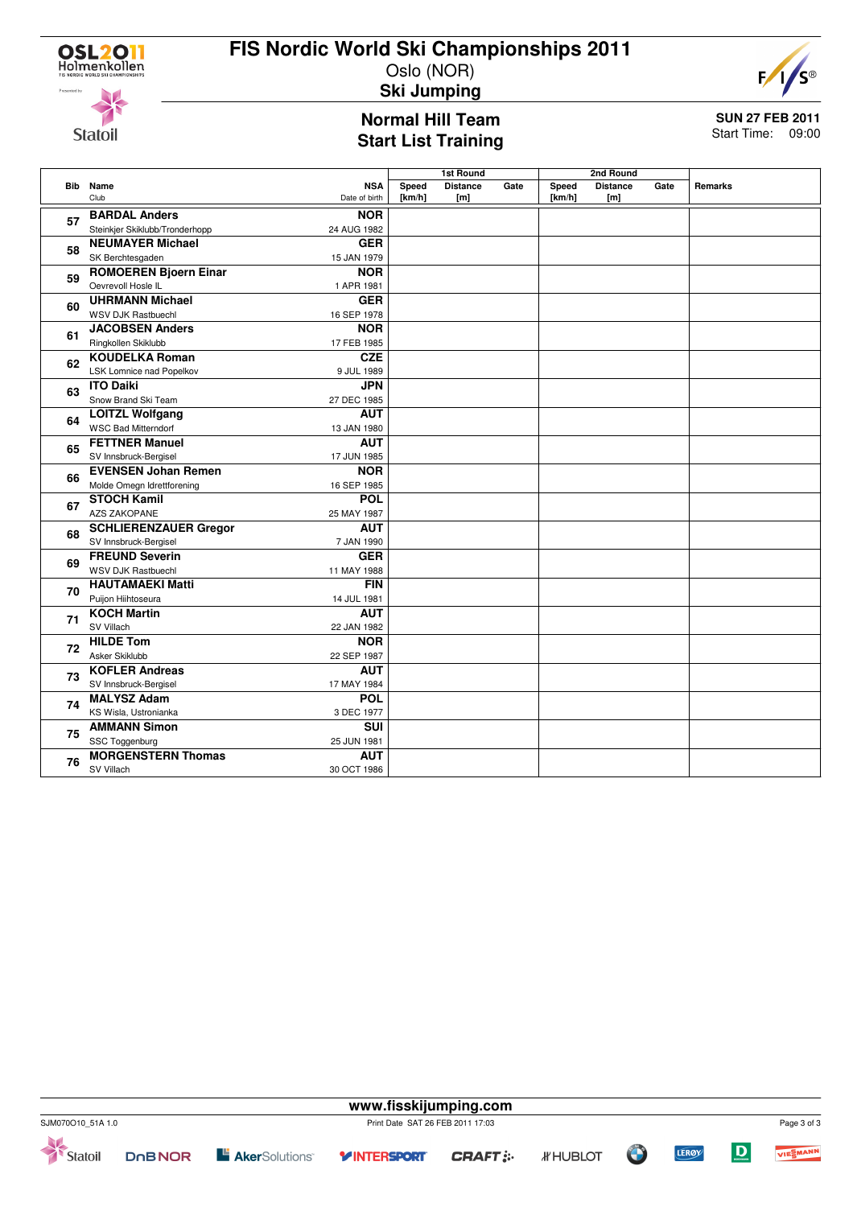# FIS Nordic World Ski Championships 2011

Oslo (NOR)

**Ski Jumping**

## Normal Hill Team
## Start List Training

**SUN 27 FEB 2011**
Start Time: 09:00

| Bib | Name / Club | NSA / Date of birth | 1st Round Speed [km/h] | 1st Round Distance [m] | 1st Round Gate | 2nd Round Speed [km/h] | 2nd Round Distance [m] | 2nd Round Gate | Remarks |
|---|---|---|---|---|---|---|---|---|---|
| 57 | **BARDAL Anders** Steinkjer Skiklubb/Tronderhopp | **NOR** 24 AUG 1982 | | | | | | | |
| 58 | **NEUMAYER Michael** SK Berchtesgaden | **GER** 15 JAN 1979 | | | | | | | |
| 59 | **ROMOEREN Bjoern Einar** Oevrevoll Hosle IL | **NOR** 1 APR 1981 | | | | | | | |
| 60 | **UHRMANN Michael** WSV DJK Rastbuechl | **GER** 16 SEP 1978 | | | | | | | |
| 61 | **JACOBSEN Anders** Ringkollen Skiklubb | **NOR** 17 FEB 1985 | | | | | | | |
| 62 | **KOUDELKA Roman** LSK Lomnice nad Popelkov | **CZE** 9 JUL 1989 | | | | | | | |
| 63 | **ITO Daiki** Snow Brand Ski Team | **JPN** 27 DEC 1985 | | | | | | | |
| 64 | **LOITZL Wolfgang** WSC Bad Mitterndorf | **AUT** 13 JAN 1980 | | | | | | | |
| 65 | **FETTNER Manuel** SV Innsbruck-Bergisel | **AUT** 17 JUN 1985 | | | | | | | |
| 66 | **EVENSEN Johan Remen** Molde Omegn Idrettforening | **NOR** 16 SEP 1985 | | | | | | | |
| 67 | **STOCH Kamil** AZS ZAKOPANE | **POL** 25 MAY 1987 | | | | | | | |
| 68 | **SCHLIERENZAUER Gregor** SV Innsbruck-Bergisel | **AUT** 7 JAN 1990 | | | | | | | |
| 69 | **FREUND Severin** WSV DJK Rastbuechl | **GER** 11 MAY 1988 | | | | | | | |
| 70 | **HAUTAMAEKI Matti** Puijon Hiihtoseura | **FIN** 14 JUL 1981 | | | | | | | |
| 71 | **KOCH Martin** SV Villach | **AUT** 22 JAN 1982 | | | | | | | |
| 72 | **HILDE Tom** Asker Skiklubb | **NOR** 22 SEP 1987 | | | | | | | |
| 73 | **KOFLER Andreas** SV Innsbruck-Bergisel | **AUT** 17 MAY 1984 | | | | | | | |
| 74 | **MALYSZ Adam** KS Wisla, Ustronianka | **POL** 3 DEC 1977 | | | | | | | |
| 75 | **AMMANN Simon** SSC Toggenburg | **SUI** 25 JUN 1981 | | | | | | | |
| 76 | **MORGENSTERN Thomas** SV Villach | **AUT** 30 OCT 1986 | | | | | | | |

www.fisskijumping.com

SJM070O10_51A 1.0 — Print Date SAT 26 FEB 2011 17:03